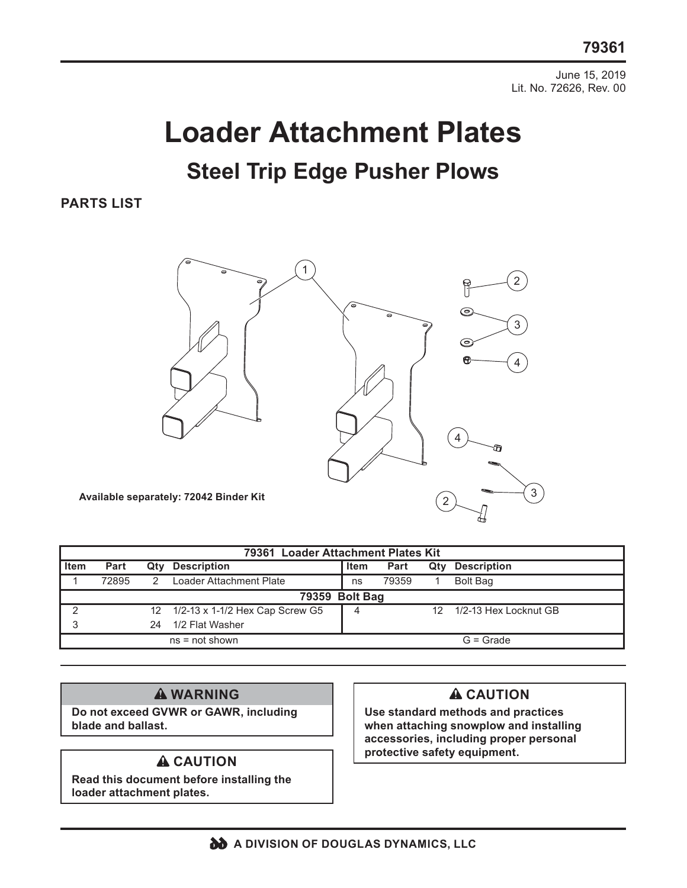79361

June 15, 2019
Lit. No. 72626, Rev. 00

# Loader Attachment Plates

## Steel Trip Edge Pusher Plows

### PARTS LIST

**Available separately: 72042 Binder Kit**

| 79361 Loader Attachment Plates Kit | | | | | | | |
|---|---|---|---|---|---|---|---|
| **Item** | **Part** | **Qty** | **Description** | **Item** | **Part** | **Qty** | **Description** |
| 1 | 72895 | 2 | Loader Attachment Plate | ns | 79359 | 1 | Bolt Bag |
| **79359 Bolt Bag** | | | | | | | |
| 2 | | 12 | 1/2-13 x 1-1/2 Hex Cap Screw G5 | 4 | | 12 | 1/2-13 Hex Locknut GB |
| 3 | | 24 | 1/2 Flat Washer | | | | |
| ns = not shown | | | | G = Grade | | | |

**⚠ WARNING**

**Do not exceed GVWR or GAWR, including blade and ballast.**

**⚠ CAUTION**

**Read this document before installing the loader attachment plates.**

**⚠ CAUTION**

**Use standard methods and practices when attaching snowplow and installing accessories, including proper personal protective safety equipment.**

**A DIVISION OF DOUGLAS DYNAMICS, LLC**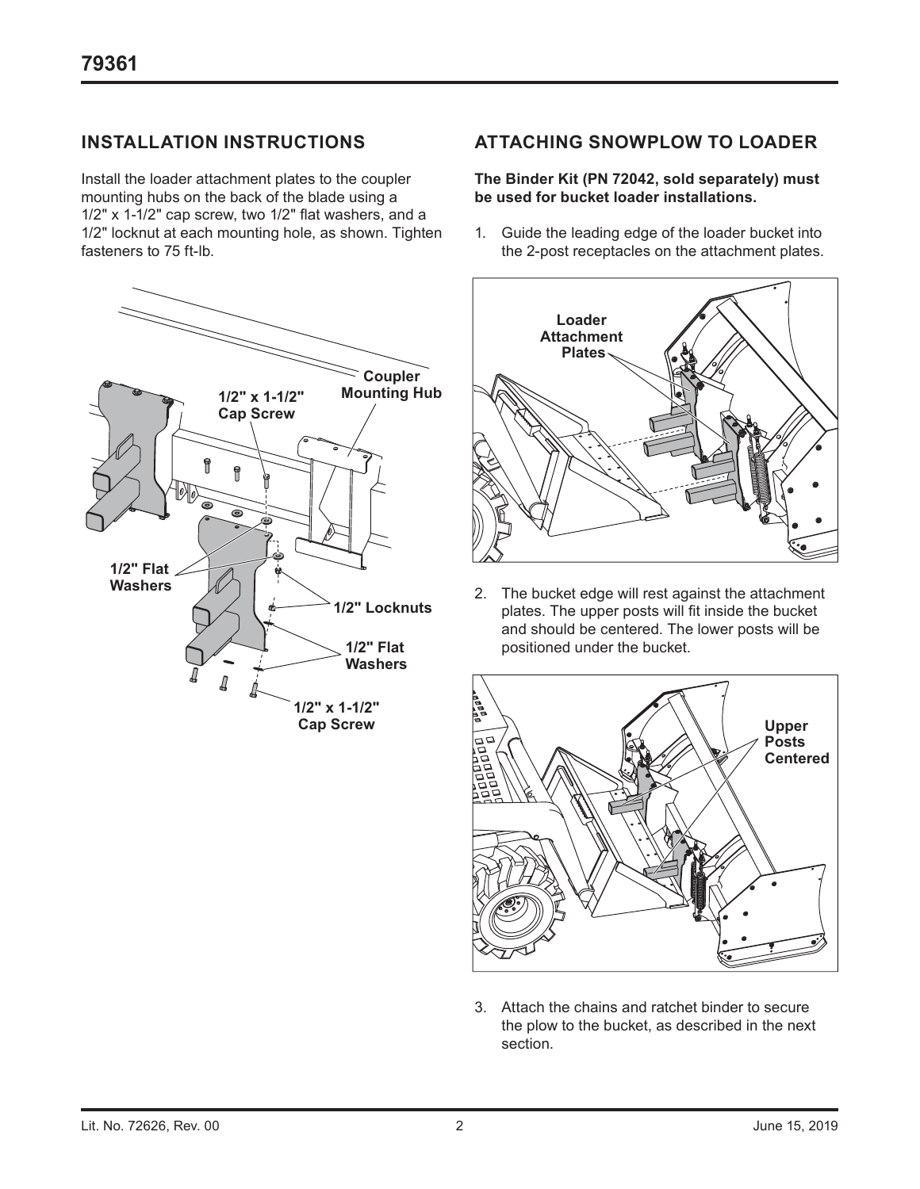## INSTALLATION INSTRUCTIONS

Install the loader attachment plates to the coupler mounting hubs on the back of the blade using a 1/2" x 1-1/2" cap screw, two 1/2" flat washers, and a 1/2" locknut at each mounting hole, as shown. Tighten fasteners to 75 ft-lb.

## ATTACHING SNOWPLOW TO LOADER

**The Binder Kit (PN 72042, sold separately) must be used for bucket loader installations.**

1. Guide the leading edge of the loader bucket into the 2-post receptacles on the attachment plates.
2. The bucket edge will rest against the attachment plates. The upper posts will fit inside the bucket and should be centered. The lower posts will be positioned under the bucket.
3. Attach the chains and ratchet binder to secure the plow to the bucket, as described in the next section.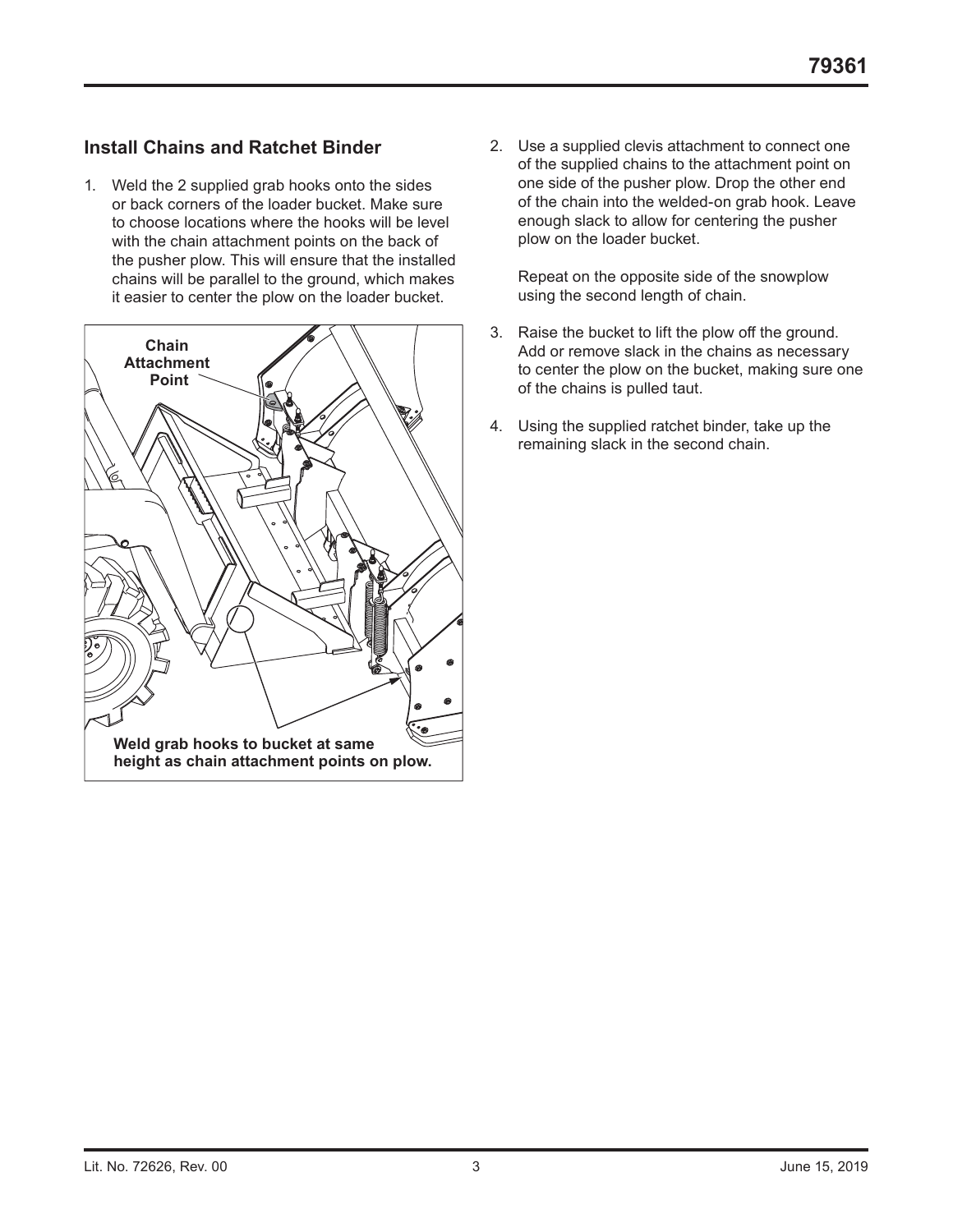## Install Chains and Ratchet Binder

1. Weld the 2 supplied grab hooks onto the sides or back corners of the loader bucket. Make sure to choose locations where the hooks will be level with the chain attachment points on the back of the pusher plow. This will ensure that the installed chains will be parallel to the ground, which makes it easier to center the plow on the loader bucket.

Chain Attachment Point

Weld grab hooks to bucket at same height as chain attachment points on plow.

2. Use a supplied clevis attachment to connect one of the supplied chains to the attachment point on one side of the pusher plow. Drop the other end of the chain into the welded-on grab hook. Leave enough slack to allow for centering the pusher plow on the loader bucket.

   Repeat on the opposite side of the snowplow using the second length of chain.

3. Raise the bucket to lift the plow off the ground. Add or remove slack in the chains as necessary to center the plow on the bucket, making sure one of the chains is pulled taut.

4. Using the supplied ratchet binder, take up the remaining slack in the second chain.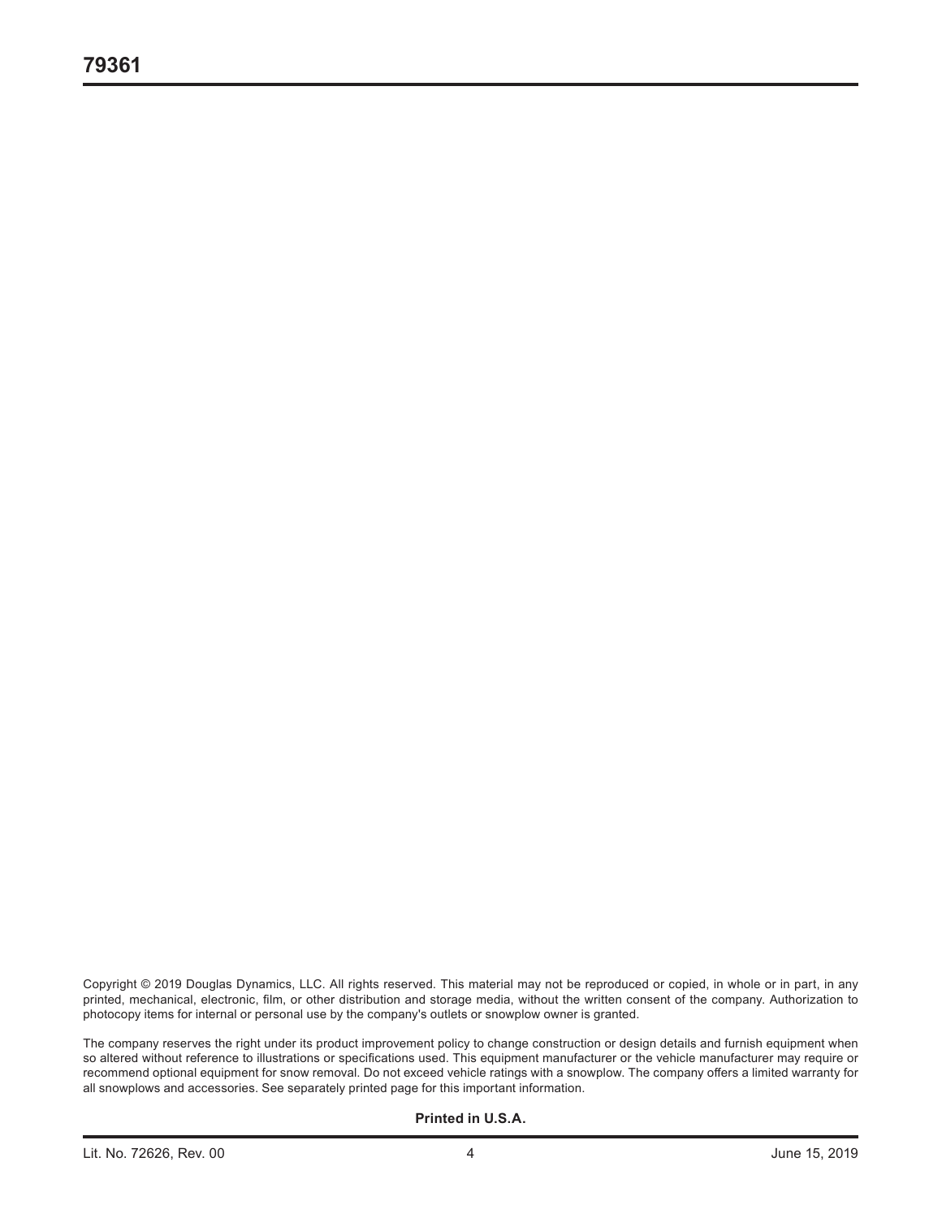Copyright © 2019 Douglas Dynamics, LLC. All rights reserved. This material may not be reproduced or copied, in whole or in part, in any printed, mechanical, electronic, film, or other distribution and storage media, without the written consent of the company. Authorization to photocopy items for internal or personal use by the company's outlets or snowplow owner is granted.

The company reserves the right under its product improvement policy to change construction or design details and furnish equipment when so altered without reference to illustrations or specifications used. This equipment manufacturer or the vehicle manufacturer may require or recommend optional equipment for snow removal. Do not exceed vehicle ratings with a snowplow. The company offers a limited warranty for all snowplows and accessories. See separately printed page for this important information.

**Printed in U.S.A.**

Lit. No. 72626, Rev. 00

June 15, 2019